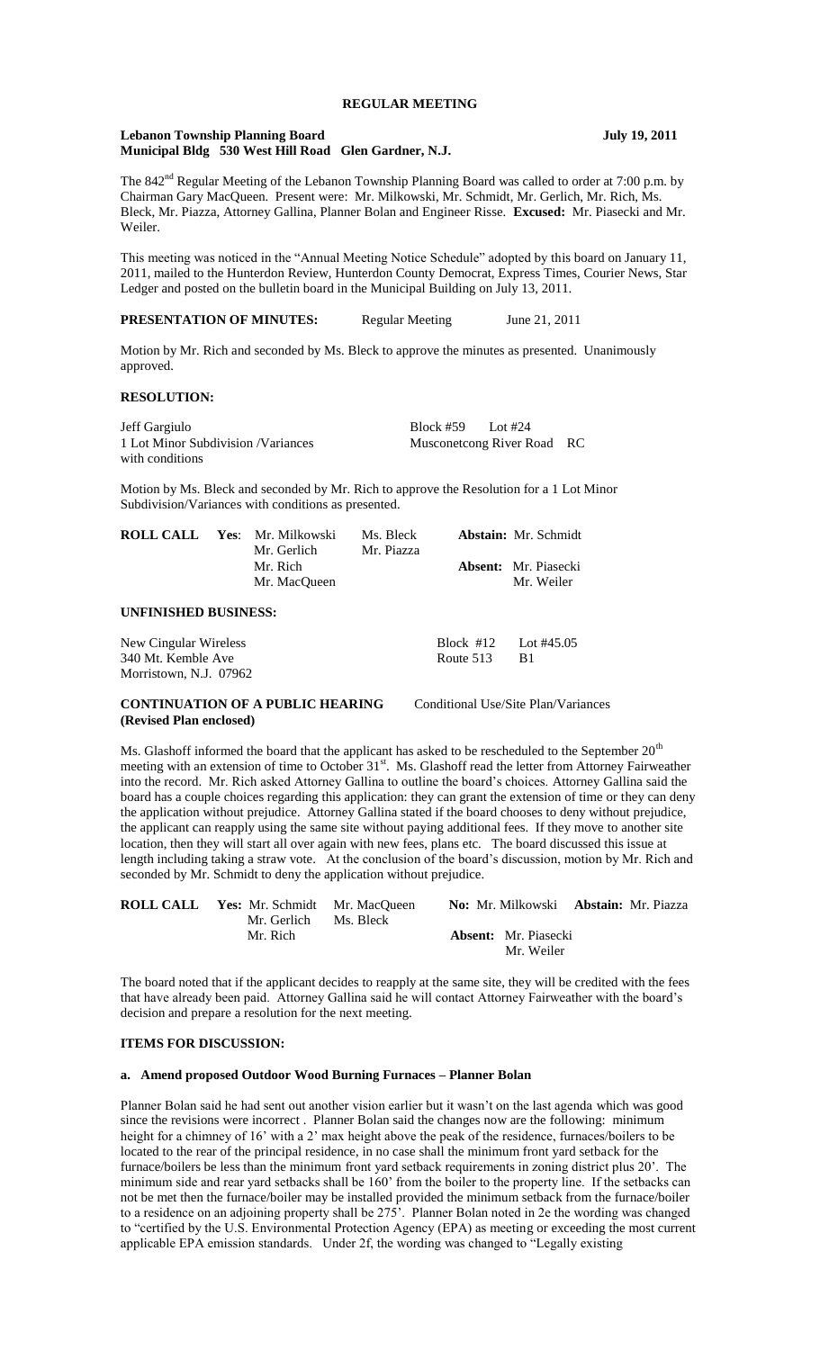# REGULAR MEETING

**Lebanon Township Planning Board** **July 19, 2011**
**Municipal Bldg 530 West Hill Road Glen Gardner, N.J.**

The 842nd Regular Meeting of the Lebanon Township Planning Board was called to order at 7:00 p.m. by Chairman Gary MacQueen. Present were: Mr. Milkowski, Mr. Schmidt, Mr. Gerlich, Mr. Rich, Ms. Bleck, Mr. Piazza, Attorney Gallina, Planner Bolan and Engineer Risse. **Excused:** Mr. Piasecki and Mr. Weiler.

This meeting was noticed in the "Annual Meeting Notice Schedule" adopted by this board on January 11, 2011, mailed to the Hunterdon Review, Hunterdon County Democrat, Express Times, Courier News, Star Ledger and posted on the bulletin board in the Municipal Building on July 13, 2011.

**PRESENTATION OF MINUTES:** Regular Meeting June 21, 2011

Motion by Mr. Rich and seconded by Ms. Bleck to approve the minutes as presented. Unanimously approved.

**RESOLUTION:**

Jeff Gargiulo — Block #59 Lot #24
1 Lot Minor Subdivision /Variances with conditions — Musconetcong River Road RC

Motion by Ms. Bleck and seconded by Mr. Rich to approve the Resolution for a 1 Lot Minor Subdivision/Variances with conditions as presented.

**ROLL CALL** **Yes**: Mr. Milkowski, Ms. Bleck, Mr. Gerlich, Mr. Piazza, Mr. Rich, Mr. MacQueen
**Abstain:** Mr. Schmidt
**Absent:** Mr. Piasecki, Mr. Weiler

**UNFINISHED BUSINESS:**

New Cingular Wireless — Block #12 Lot #45.05
340 Mt. Kemble Ave — Route 513 B1
Morristown, N.J. 07962

**CONTINUATION OF A PUBLIC HEARING** Conditional Use/Site Plan/Variances
**(Revised Plan enclosed)**

Ms. Glashoff informed the board that the applicant has asked to be rescheduled to the September 20th meeting with an extension of time to October 31st. Ms. Glashoff read the letter from Attorney Fairweather into the record. Mr. Rich asked Attorney Gallina to outline the board's choices. Attorney Gallina said the board has a couple choices regarding this application: they can grant the extension of time or they can deny the application without prejudice. Attorney Gallina stated if the board chooses to deny without prejudice, the applicant can reapply using the same site without paying additional fees. If they move to another site location, then they will start all over again with new fees, plans etc. The board discussed this issue at length including taking a straw vote. At the conclusion of the board's discussion, motion by Mr. Rich and seconded by Mr. Schmidt to deny the application without prejudice.

**ROLL CALL** **Yes:** Mr. Schmidt, Mr. MacQueen, Mr. Gerlich, Ms. Bleck, Mr. Rich
**No:** Mr. Milkowski
**Abstain:** Mr. Piazza
**Absent:** Mr. Piasecki, Mr. Weiler

The board noted that if the applicant decides to reapply at the same site, they will be credited with the fees that have already been paid. Attorney Gallina said he will contact Attorney Fairweather with the board's decision and prepare a resolution for the next meeting.

**ITEMS FOR DISCUSSION:**

**a. Amend proposed Outdoor Wood Burning Furnaces – Planner Bolan**

Planner Bolan said he had sent out another vision earlier but it wasn't on the last agenda which was good since the revisions were incorrect . Planner Bolan said the changes now are the following: minimum height for a chimney of 16' with a 2' max height above the peak of the residence, furnaces/boilers to be located to the rear of the principal residence, in no case shall the minimum front yard setback for the furnace/boilers be less than the minimum front yard setback requirements in zoning district plus 20'. The minimum side and rear yard setbacks shall be 160' from the boiler to the property line. If the setbacks can not be met then the furnace/boiler may be installed provided the minimum setback from the furnace/boiler to a residence on an adjoining property shall be 275'. Planner Bolan noted in 2e the wording was changed to "certified by the U.S. Environmental Protection Agency (EPA) as meeting or exceeding the most current applicable EPA emission standards. Under 2f, the wording was changed to "Legally existing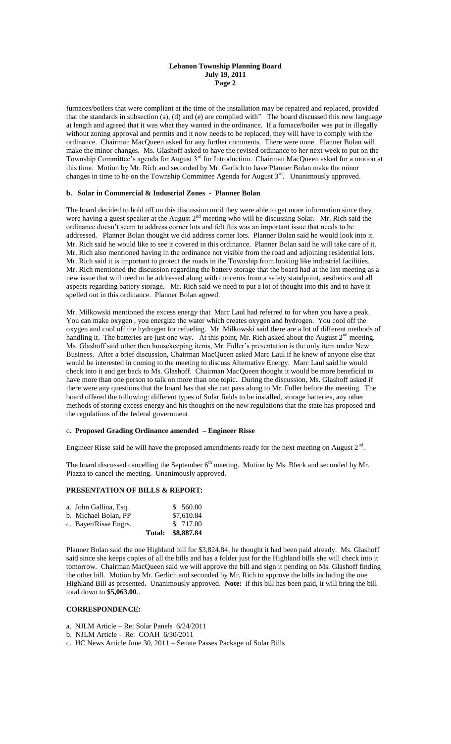furnaces/boilers that were compliant at the time of the installation may be repaired and replaced, provided that the standards in subsection (a), (d) and (e) are complied with" The board discussed this new language at length and agreed that it was what they wanted in the ordinance. If a furnace/boiler was put in illegally without zoning approval and permits and it now needs to be replaced, they will have to comply with the ordinance. Chairman MacQueen asked for any further comments. There were none. Planner Bolan will make the minor changes. Ms. Glashoff asked to have the revised ordinance to her next week to put on the Township Committee's agenda for August 3rd for Introduction. Chairman MacQueen asked for a motion at this time. Motion by Mr. Rich and seconded by Mr. Gerlich to have Planner Bolan make the minor changes in time to be on the Township Committee Agenda for August 3rd. Unanimously approved.

**b. Solar in Commercial & Industrial Zones - Planner Bolan**

The board decided to hold off on this discussion until they were able to get more information since they were having a guest speaker at the August 2nd meeting who will be discussing Solar. Mr. Rich said the ordinance doesn't seem to address corner lots and felt this was an important issue that needs to be addressed. Planner Bolan thought we did address corner lots. Planner Bolan said he would look into it. Mr. Rich said he would like to see it covered in this ordinance. Planner Bolan said he will take care of it. Mr. Rich also mentioned having in the ordinance not visible from the road and adjoining residential lots. Mr. Rich said it is important to protect the roads in the Township from looking like industrial facilities. Mr. Rich mentioned the discussion regarding the battery storage that the board had at the last meeting as a new issue that will need to be addressed along with concerns from a safety standpoint, aesthetics and all aspects regarding battery storage. Mr. Rich said we need to put a lot of thought into this and to have it spelled out in this ordinance. Planner Bolan agreed.

Mr. Milkowski mentioned the excess energy that Marc Laul had referred to for when you have a peak. You can make oxygen , you energize the water which creates oxygen and hydrogen. You cool off the oxygen and cool off the hydrogen for refueling. Mr. Milkowski said there are a lot of different methods of handling it. The batteries are just one way. At this point, Mr. Rich asked about the August 2nd meeting. Ms. Glashoff said other then housekeeping items, Mr. Fuller's presentation is the only item under New Business. After a brief discussion, Chairman MacQueen asked Marc Laul if he knew of anyone else that would be interested in coming to the meeting to discuss Alternative Energy. Marc Laul said he would check into it and get back to Ms. Glashoff. Chairman MacQueen thought it would be more beneficial to have more than one person to talk on more than one topic. During the discussion, Ms. Glashoff asked if there were any questions that the board has that she can pass along to Mr. Fuller before the meeting. The board offered the following: different types of Solar fields to be installed, storage batteries, any other methods of storing excess energy and his thoughts on the new regulations that the state has proposed and the regulations of the federal government

**c. Proposed Grading Ordinance amended – Engineer Risse**

Engineer Risse said he will have the proposed amendments ready for the next meeting on August 2nd.

The board discussed cancelling the September 6th meeting. Motion by Ms. Bleck and seconded by Mr. Piazza to cancel the meeting. Unanimously approved.

**PRESENTATION OF BILLS & REPORT:**

| | | |
|---|---|---|
| a. John Gallina, Esq. | | $ 560.00 |
| b. Michael Bolan, PP | | $7,610.84 |
| c. Bayer/Risse Engrs. | | $ 717.00 |
| | **Total:** | **$8,887.84** |

Planner Bolan said the one Highland bill for $3,824.84, he thought it had been paid already. Ms. Glashoff said since she keeps copies of all the bills and has a folder just for the Highland bills she will check into it tomorrow. Chairman MacQueen said we will approve the bill and sign it pending on Ms. Glashoff finding the other bill. Motion by Mr. Gerlich and seconded by Mr. Rich to approve the bills including the one Highland Bill as presented. Unanimously approved. **Note:** if this bill has been paid, it will bring the bill total down to **$5,063.00**..

**CORRESPONDENCE:**

a. NJLM Article – Re: Solar Panels 6/24/2011
b. NJLM Article - Re: COAH 6/30/2011
c. HC News Article June 30, 2011 – Senate Passes Package of Solar Bills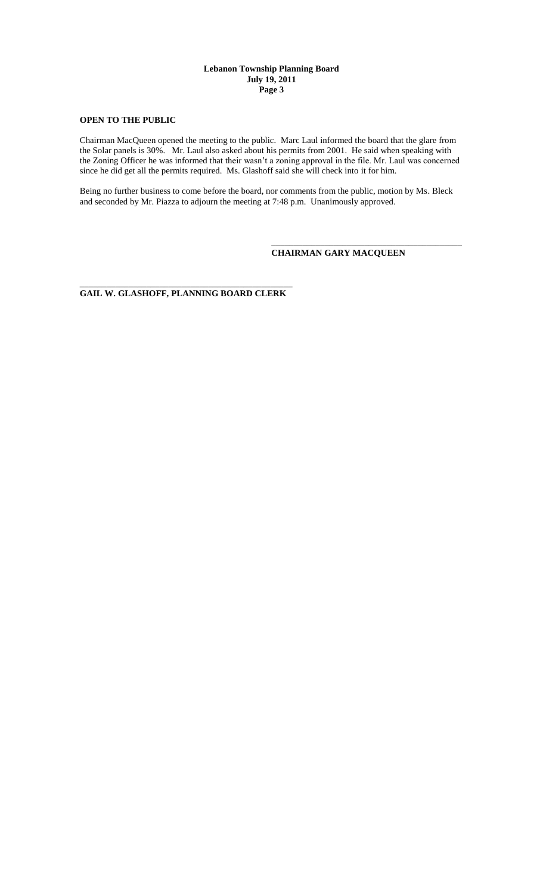## OPEN TO THE PUBLIC

Chairman MacQueen opened the meeting to the public. Marc Laul informed the board that the glare from the Solar panels is 30%. Mr. Laul also asked about his permits from 2001. He said when speaking with the Zoning Officer he was informed that their wasn't a zoning approval in the file. Mr. Laul was concerned since he did get all the permits required. Ms. Glashoff said she will check into it for him.

Being no further business to come before the board, nor comments from the public, motion by Ms. Bleck and seconded by Mr. Piazza to adjourn the meeting at 7:48 p.m. Unanimously approved.

\_\_\_\_\_\_\_\_\_\_\_\_\_\_\_\_\_\_\_\_\_\_\_\_\_\_\_\_\_\_\_\_\_\_\_\_\_\_\_\_

**CHAIRMAN GARY MACQUEEN**

\_\_\_\_\_\_\_\_\_\_\_\_\_\_\_\_\_\_\_\_\_\_\_\_\_\_\_\_\_\_\_\_\_\_\_\_\_\_\_\_

**GAIL W. GLASHOFF, PLANNING BOARD CLERK**